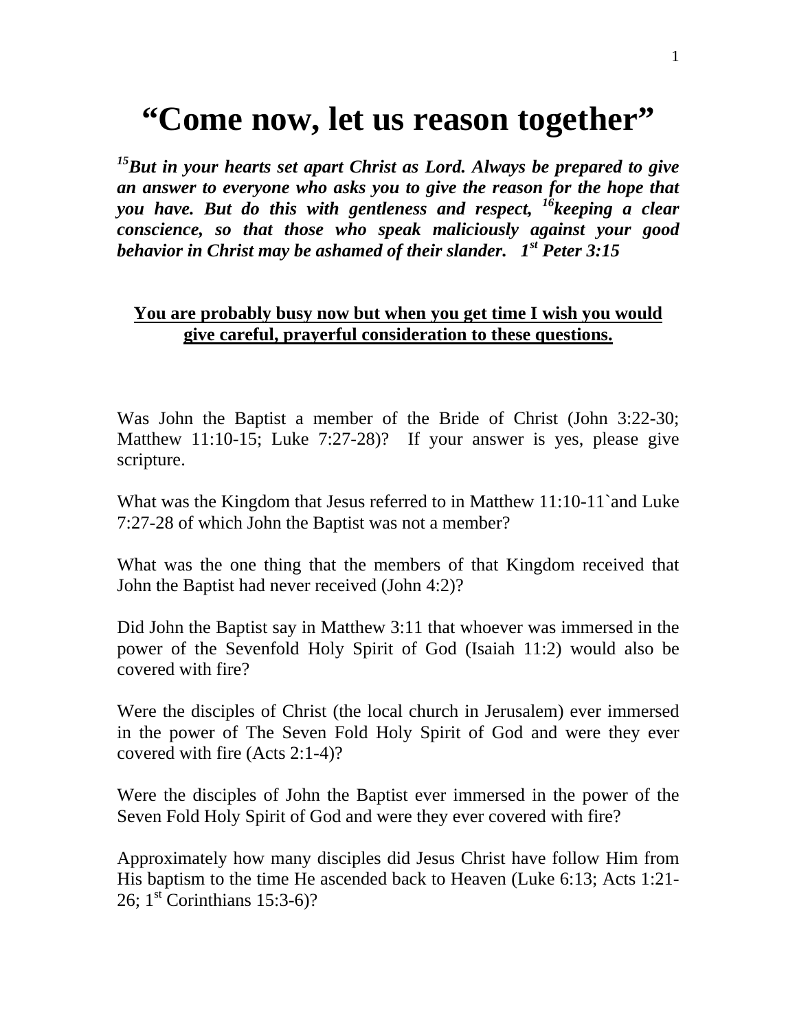# "Come now, let us reason together"

***[15]But in your hearts set apart Christ as Lord. Always be prepared to give an answer to everyone who asks you to give the reason for the hope that you have. But do this with gentleness and respect, [16]keeping a clear conscience, so that those who speak maliciously against your good behavior in Christ may be ashamed of their slander. 1st Peter 3:15***

**<u>You are probably busy now but when you get time I wish you would give careful, prayerful consideration to these questions.</u>**

Was John the Baptist a member of the Bride of Christ (John 3:22-30; Matthew 11:10-15; Luke 7:27-28)? If your answer is yes, please give scripture.

What was the Kingdom that Jesus referred to in Matthew 11:10-11`and Luke 7:27-28 of which John the Baptist was not a member?

What was the one thing that the members of that Kingdom received that John the Baptist had never received (John 4:2)?

Did John the Baptist say in Matthew 3:11 that whoever was immersed in the power of the Sevenfold Holy Spirit of God (Isaiah 11:2) would also be covered with fire?

Were the disciples of Christ (the local church in Jerusalem) ever immersed in the power of The Seven Fold Holy Spirit of God and were they ever covered with fire (Acts 2:1-4)?

Were the disciples of John the Baptist ever immersed in the power of the Seven Fold Holy Spirit of God and were they ever covered with fire?

Approximately how many disciples did Jesus Christ have follow Him from His baptism to the time He ascended back to Heaven (Luke 6:13; Acts 1:21-26; 1st Corinthians 15:3-6)?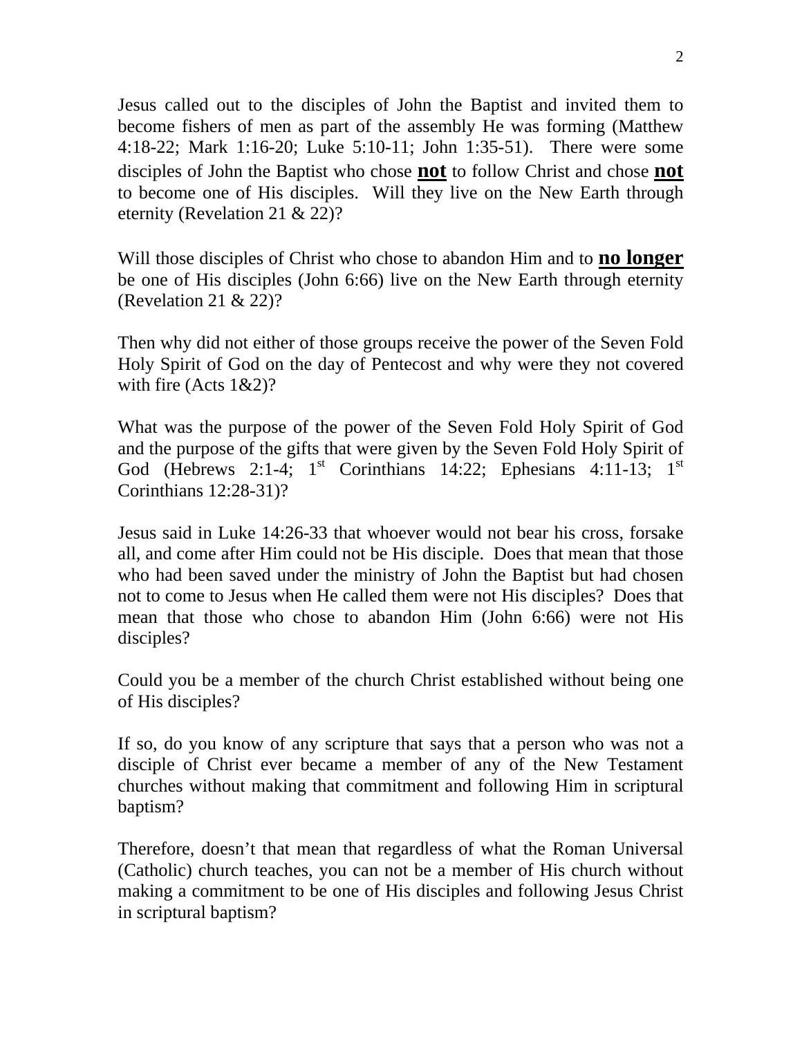Jesus called out to the disciples of John the Baptist and invited them to become fishers of men as part of the assembly He was forming (Matthew 4:18-22; Mark 1:16-20; Luke 5:10-11; John 1:35-51). There were some disciples of John the Baptist who chose **not** to follow Christ and chose **not** to become one of His disciples. Will they live on the New Earth through eternity (Revelation 21 & 22)?

Will those disciples of Christ who chose to abandon Him and to **no longer** be one of His disciples (John 6:66) live on the New Earth through eternity (Revelation 21 & 22)?

Then why did not either of those groups receive the power of the Seven Fold Holy Spirit of God on the day of Pentecost and why were they not covered with fire (Acts 1&2)?

What was the purpose of the power of the Seven Fold Holy Spirit of God and the purpose of the gifts that were given by the Seven Fold Holy Spirit of God (Hebrews 2:1-4; 1st Corinthians 14:22; Ephesians 4:11-13; 1st Corinthians 12:28-31)?

Jesus said in Luke 14:26-33 that whoever would not bear his cross, forsake all, and come after Him could not be His disciple. Does that mean that those who had been saved under the ministry of John the Baptist but had chosen not to come to Jesus when He called them were not His disciples? Does that mean that those who chose to abandon Him (John 6:66) were not His disciples?

Could you be a member of the church Christ established without being one of His disciples?

If so, do you know of any scripture that says that a person who was not a disciple of Christ ever became a member of any of the New Testament churches without making that commitment and following Him in scriptural baptism?

Therefore, doesn't that mean that regardless of what the Roman Universal (Catholic) church teaches, you can not be a member of His church without making a commitment to be one of His disciples and following Jesus Christ in scriptural baptism?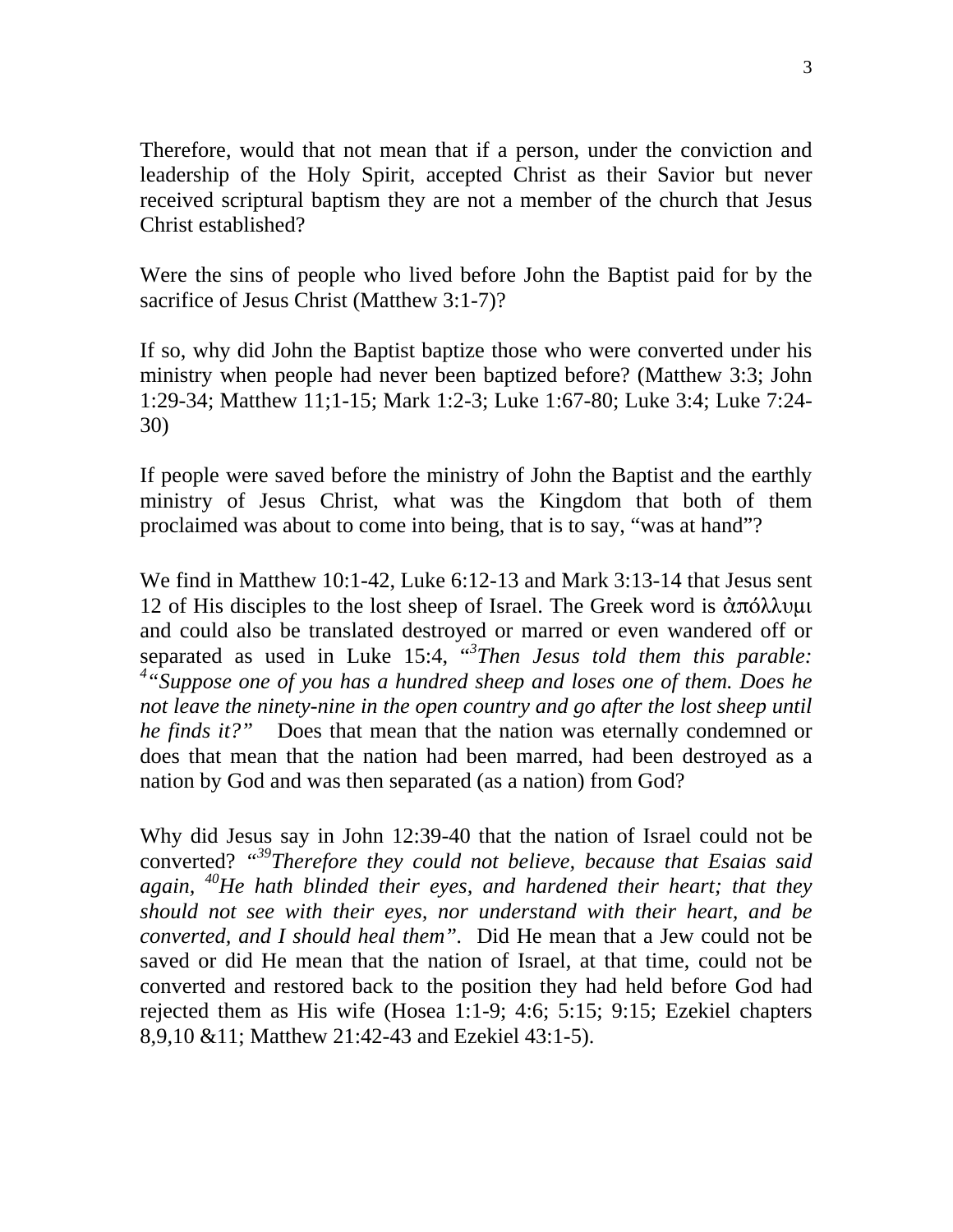Therefore, would that not mean that if a person, under the conviction and leadership of the Holy Spirit, accepted Christ as their Savior but never received scriptural baptism they are not a member of the church that Jesus Christ established?

Were the sins of people who lived before John the Baptist paid for by the sacrifice of Jesus Christ (Matthew 3:1-7)?

If so, why did John the Baptist baptize those who were converted under his ministry when people had never been baptized before? (Matthew 3:3; John 1:29-34; Matthew 11;1-15; Mark 1:2-3; Luke 1:67-80; Luke 3:4; Luke 7:24-30)

If people were saved before the ministry of John the Baptist and the earthly ministry of Jesus Christ, what was the Kingdom that both of them proclaimed was about to come into being, that is to say, "was at hand"?

We find in Matthew 10:1-42, Luke 6:12-13 and Mark 3:13-14 that Jesus sent 12 of His disciples to the lost sheep of Israel. The Greek word is ἀπόλλυμι and could also be translated destroyed or marred or even wandered off or separated as used in Luke 15:4, "*3Then Jesus told them this parable: 4"Suppose one of you has a hundred sheep and loses one of them. Does he not leave the ninety-nine in the open country and go after the lost sheep until he finds it?"* Does that mean that the nation was eternally condemned or does that mean that the nation had been marred, had been destroyed as a nation by God and was then separated (as a nation) from God?

Why did Jesus say in John 12:39-40 that the nation of Israel could not be converted? "*39Therefore they could not believe, because that Esaias said again, 40He hath blinded their eyes, and hardened their heart; that they should not see with their eyes, nor understand with their heart, and be converted, and I should heal them"*. Did He mean that a Jew could not be saved or did He mean that the nation of Israel, at that time, could not be converted and restored back to the position they had held before God had rejected them as His wife (Hosea 1:1-9; 4:6; 5:15; 9:15; Ezekiel chapters 8,9,10 &11; Matthew 21:42-43 and Ezekiel 43:1-5).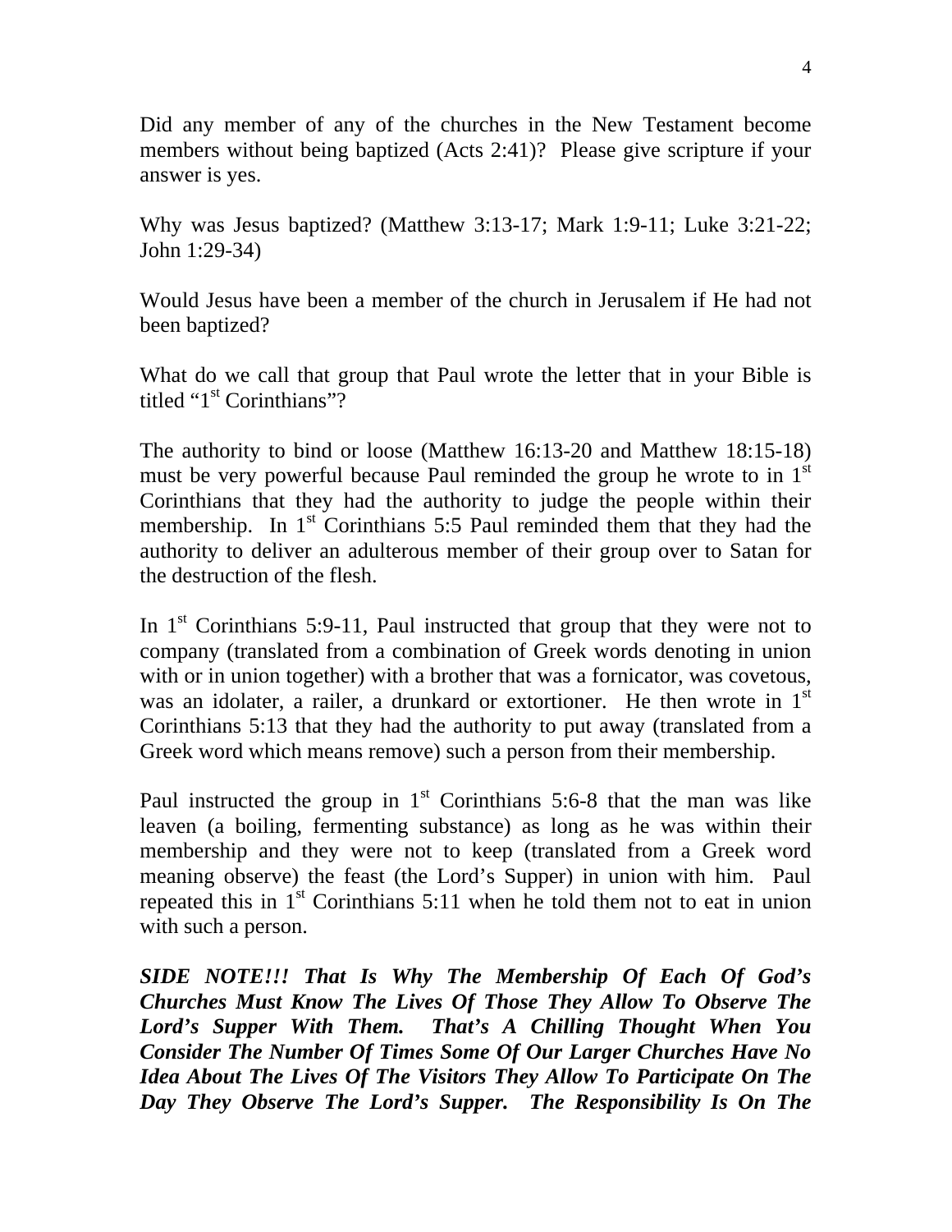Did any member of any of the churches in the New Testament become members without being baptized (Acts 2:41)? Please give scripture if your answer is yes.

Why was Jesus baptized? (Matthew 3:13-17; Mark 1:9-11; Luke 3:21-22; John 1:29-34)

Would Jesus have been a member of the church in Jerusalem if He had not been baptized?

What do we call that group that Paul wrote the letter that in your Bible is titled "1st Corinthians"?

The authority to bind or loose (Matthew 16:13-20 and Matthew 18:15-18) must be very powerful because Paul reminded the group he wrote to in 1st Corinthians that they had the authority to judge the people within their membership. In 1st Corinthians 5:5 Paul reminded them that they had the authority to deliver an adulterous member of their group over to Satan for the destruction of the flesh.

In 1st Corinthians 5:9-11, Paul instructed that group that they were not to company (translated from a combination of Greek words denoting in union with or in union together) with a brother that was a fornicator, was covetous, was an idolater, a railer, a drunkard or extortioner. He then wrote in 1st Corinthians 5:13 that they had the authority to put away (translated from a Greek word which means remove) such a person from their membership.

Paul instructed the group in 1st Corinthians 5:6-8 that the man was like leaven (a boiling, fermenting substance) as long as he was within their membership and they were not to keep (translated from a Greek word meaning observe) the feast (the Lord's Supper) in union with him. Paul repeated this in 1st Corinthians 5:11 when he told them not to eat in union with such a person.

***SIDE NOTE!!! That Is Why The Membership Of Each Of God's Churches Must Know The Lives Of Those They Allow To Observe The Lord's Supper With Them. That's A Chilling Thought When You Consider The Number Of Times Some Of Our Larger Churches Have No Idea About The Lives Of The Visitors They Allow To Participate On The Day They Observe The Lord's Supper. The Responsibility Is On The***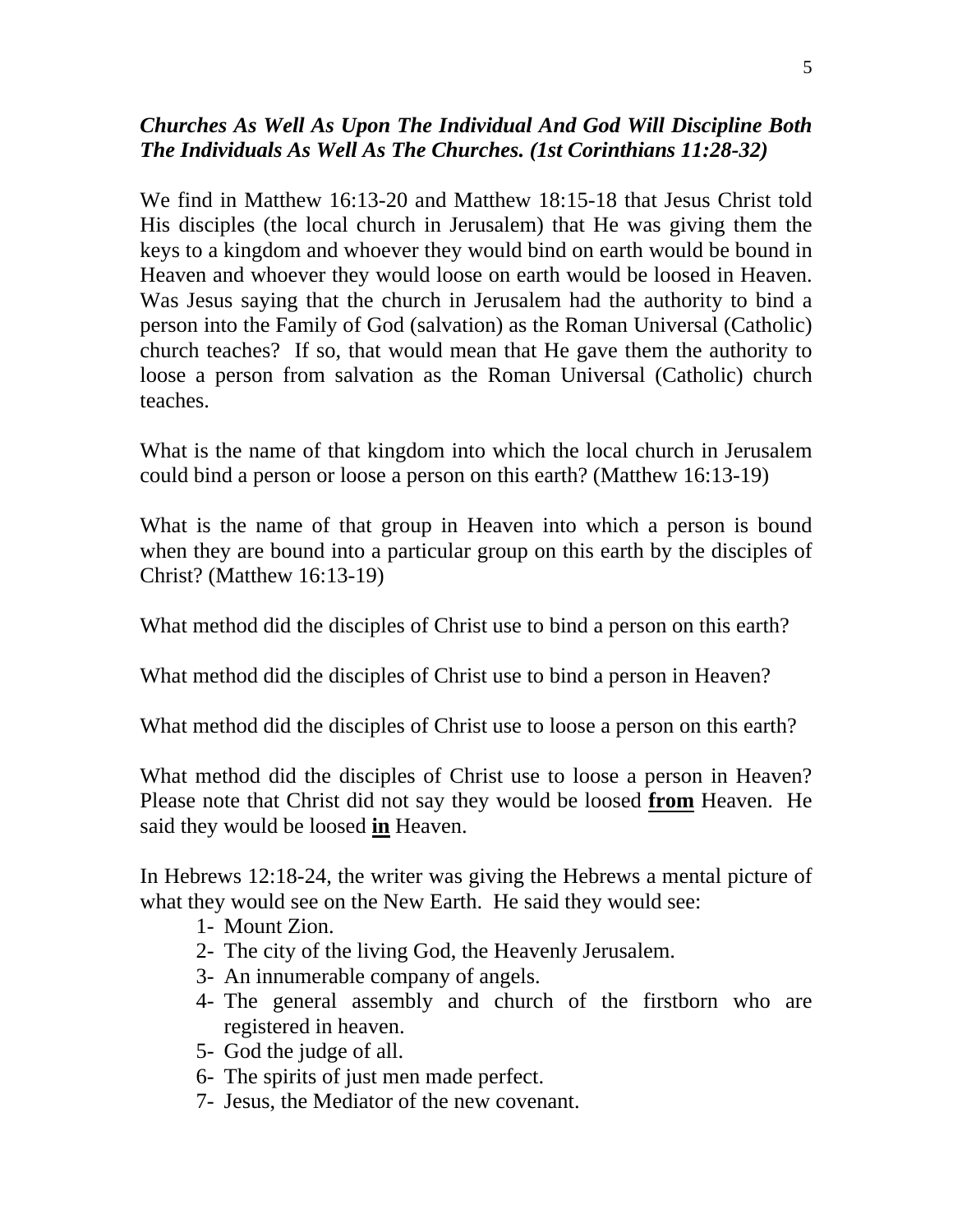***Churches As Well As Upon The Individual And God Will Discipline Both The Individuals As Well As The Churches. (1st Corinthians 11:28-32)***

We find in Matthew 16:13-20 and Matthew 18:15-18 that Jesus Christ told His disciples (the local church in Jerusalem) that He was giving them the keys to a kingdom and whoever they would bind on earth would be bound in Heaven and whoever they would loose on earth would be loosed in Heaven. Was Jesus saying that the church in Jerusalem had the authority to bind a person into the Family of God (salvation) as the Roman Universal (Catholic) church teaches? If so, that would mean that He gave them the authority to loose a person from salvation as the Roman Universal (Catholic) church teaches.

What is the name of that kingdom into which the local church in Jerusalem could bind a person or loose a person on this earth? (Matthew 16:13-19)

What is the name of that group in Heaven into which a person is bound when they are bound into a particular group on this earth by the disciples of Christ? (Matthew 16:13-19)

What method did the disciples of Christ use to bind a person on this earth?

What method did the disciples of Christ use to bind a person in Heaven?

What method did the disciples of Christ use to loose a person on this earth?

What method did the disciples of Christ use to loose a person in Heaven? Please note that Christ did not say they would be loosed **from** Heaven. He said they would be loosed **in** Heaven.

In Hebrews 12:18-24, the writer was giving the Hebrews a mental picture of what they would see on the New Earth. He said they would see:

1- Mount Zion.
2- The city of the living God, the Heavenly Jerusalem.
3- An innumerable company of angels.
4- The general assembly and church of the firstborn who are registered in heaven.
5- God the judge of all.
6- The spirits of just men made perfect.
7- Jesus, the Mediator of the new covenant.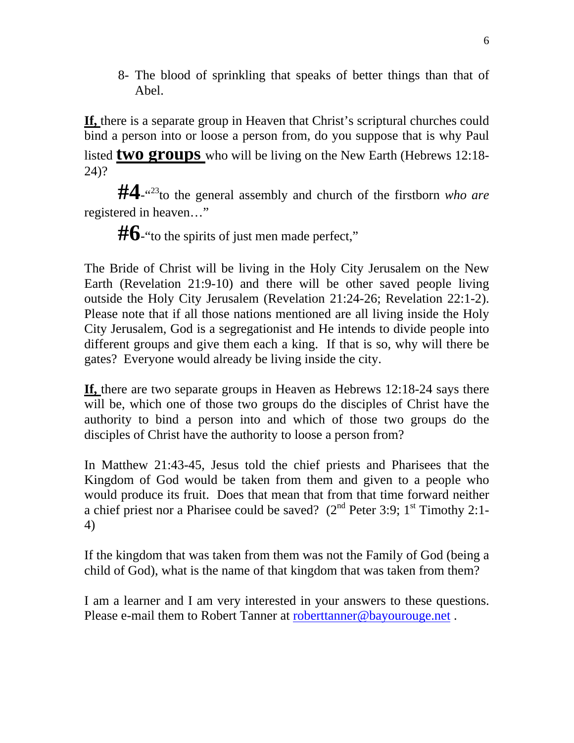8- The blood of sprinkling that speaks of better things than that of Abel.

**If,** there is a separate group in Heaven that Christ's scriptural churches could bind a person into or loose a person from, do you suppose that is why Paul listed **two groups** who will be living on the New Earth (Hebrews 12:18-24)?

**#4**-"[23]to the general assembly and church of the firstborn *who are* registered in heaven…"

**#6**-"to the spirits of just men made perfect,"

The Bride of Christ will be living in the Holy City Jerusalem on the New Earth (Revelation 21:9-10) and there will be other saved people living outside the Holy City Jerusalem (Revelation 21:24-26; Revelation 22:1-2). Please note that if all those nations mentioned are all living inside the Holy City Jerusalem, God is a segregationist and He intends to divide people into different groups and give them each a king. If that is so, why will there be gates? Everyone would already be living inside the city.

**If,** there are two separate groups in Heaven as Hebrews 12:18-24 says there will be, which one of those two groups do the disciples of Christ have the authority to bind a person into and which of those two groups do the disciples of Christ have the authority to loose a person from?

In Matthew 21:43-45, Jesus told the chief priests and Pharisees that the Kingdom of God would be taken from them and given to a people who would produce its fruit. Does that mean that from that time forward neither a chief priest nor a Pharisee could be saved? (2nd Peter 3:9; 1st Timothy 2:1-4)

If the kingdom that was taken from them was not the Family of God (being a child of God), what is the name of that kingdom that was taken from them?

I am a learner and I am very interested in your answers to these questions. Please e-mail them to Robert Tanner at robertanner@bayourouge.net .